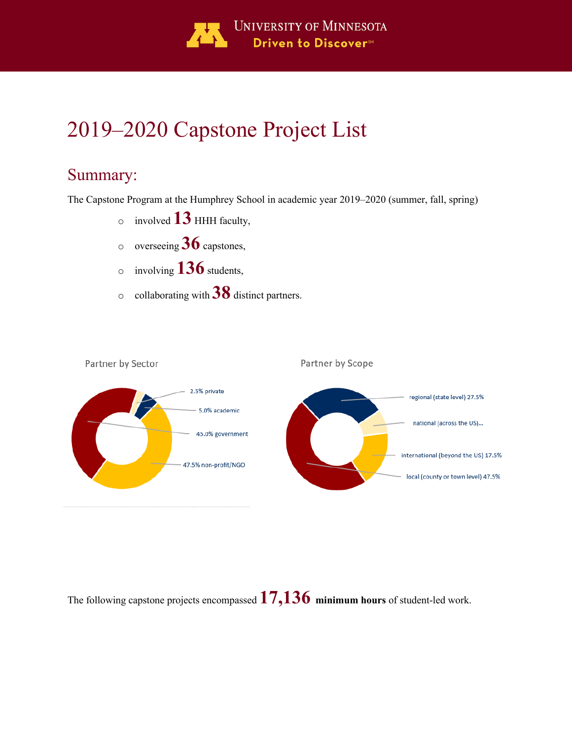University of Minnesota
Driven to Discover℠

# 2019–2020 Capstone Project List

## Summary:

The Capstone Program at the Humphrey School in academic year 2019–2020 (summer, fall, spring)

- involved **13** HHH faculty,
- overseeing **36** capstones,
- involving **136** students,
- collaborating with **38** distinct partners.

Partner by Sector

- 2.5% private
- 5.0% academic
- 45.0% government
- 47.5% non-profit/NGO

Partner by Scope

- regional (state level) 27.5%
- national (across the US)...
- international (beyond the US) 17.5%
- local (county or town level) 47.5%

The following capstone projects encompassed **17,136** **minimum hours** of student-led work.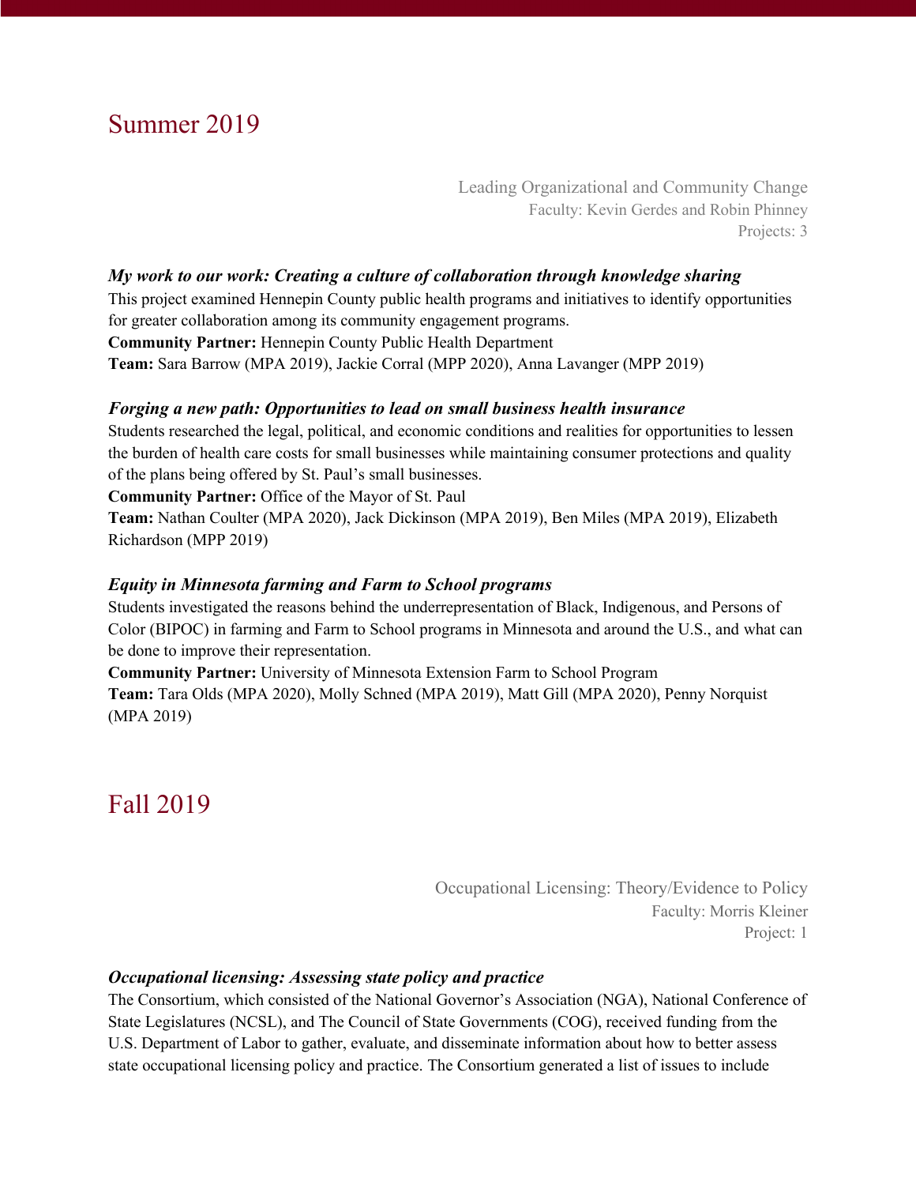## Summer 2019

Leading Organizational and Community Change
Faculty: Kevin Gerdes and Robin Phinney
Projects: 3

***My work to our work: Creating a culture of collaboration through knowledge sharing***
This project examined Hennepin County public health programs and initiatives to identify opportunities for greater collaboration among its community engagement programs.
**Community Partner:** Hennepin County Public Health Department
**Team:** Sara Barrow (MPA 2019), Jackie Corral (MPP 2020), Anna Lavanger (MPP 2019)

***Forging a new path: Opportunities to lead on small business health insurance***
Students researched the legal, political, and economic conditions and realities for opportunities to lessen the burden of health care costs for small businesses while maintaining consumer protections and quality of the plans being offered by St. Paul's small businesses.
**Community Partner:** Office of the Mayor of St. Paul
**Team:** Nathan Coulter (MPA 2020), Jack Dickinson (MPA 2019), Ben Miles (MPA 2019), Elizabeth Richardson (MPP 2019)

***Equity in Minnesota farming and Farm to School programs***
Students investigated the reasons behind the underrepresentation of Black, Indigenous, and Persons of Color (BIPOC) in farming and Farm to School programs in Minnesota and around the U.S., and what can be done to improve their representation.
**Community Partner:** University of Minnesota Extension Farm to School Program
**Team:** Tara Olds (MPA 2020), Molly Schned (MPA 2019), Matt Gill (MPA 2020), Penny Norquist (MPA 2019)

## Fall 2019

Occupational Licensing: Theory/Evidence to Policy
Faculty: Morris Kleiner
Project: 1

***Occupational licensing: Assessing state policy and practice***
The Consortium, which consisted of the National Governor's Association (NGA), National Conference of State Legislatures (NCSL), and The Council of State Governments (COG), received funding from the U.S. Department of Labor to gather, evaluate, and disseminate information about how to better assess state occupational licensing policy and practice. The Consortium generated a list of issues to include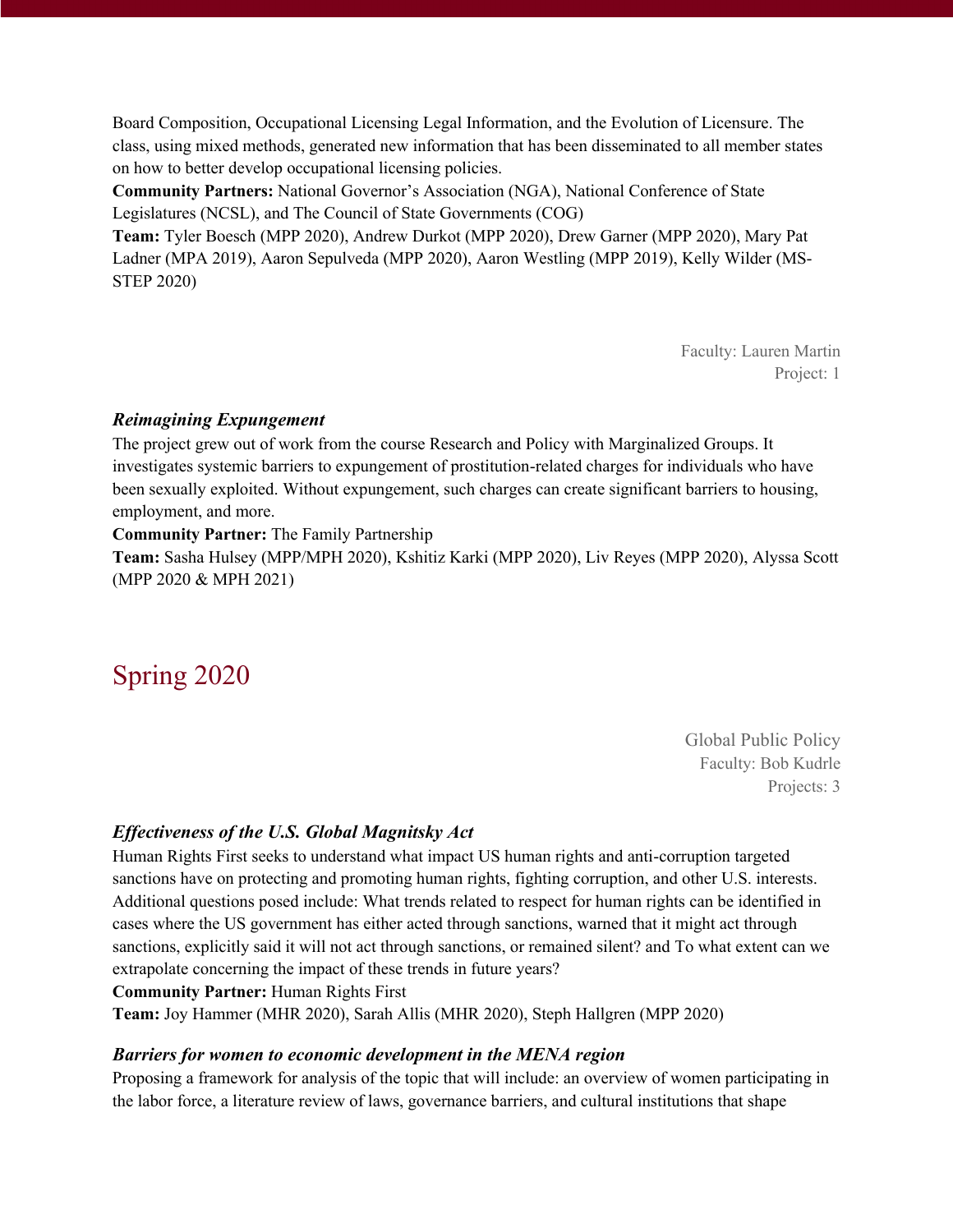Board Composition, Occupational Licensing Legal Information, and the Evolution of Licensure. The class, using mixed methods, generated new information that has been disseminated to all member states on how to better develop occupational licensing policies.

**Community Partners:** National Governor's Association (NGA), National Conference of State Legislatures (NCSL), and The Council of State Governments (COG)

**Team:** Tyler Boesch (MPP 2020), Andrew Durkot (MPP 2020), Drew Garner (MPP 2020), Mary Pat Ladner (MPA 2019), Aaron Sepulveda (MPP 2020), Aaron Westling (MPP 2019), Kelly Wilder (MS-STEP 2020)

Faculty: Lauren Martin
Project: 1

### *Reimagining Expungement*

The project grew out of work from the course Research and Policy with Marginalized Groups. It investigates systemic barriers to expungement of prostitution-related charges for individuals who have been sexually exploited. Without expungement, such charges can create significant barriers to housing, employment, and more.

**Community Partner:** The Family Partnership

**Team:** Sasha Hulsey (MPP/MPH 2020), Kshitiz Karki (MPP 2020), Liv Reyes (MPP 2020), Alyssa Scott (MPP 2020 & MPH 2021)

## Spring 2020

Global Public Policy
Faculty: Bob Kudrle
Projects: 3

### *Effectiveness of the U.S. Global Magnitsky Act*

Human Rights First seeks to understand what impact US human rights and anti-corruption targeted sanctions have on protecting and promoting human rights, fighting corruption, and other U.S. interests. Additional questions posed include: What trends related to respect for human rights can be identified in cases where the US government has either acted through sanctions, warned that it might act through sanctions, explicitly said it will not act through sanctions, or remained silent? and To what extent can we extrapolate concerning the impact of these trends in future years?

**Community Partner:** Human Rights First

**Team:** Joy Hammer (MHR 2020), Sarah Allis (MHR 2020), Steph Hallgren (MPP 2020)

### *Barriers for women to economic development in the MENA region*

Proposing a framework for analysis of the topic that will include: an overview of women participating in the labor force, a literature review of laws, governance barriers, and cultural institutions that shape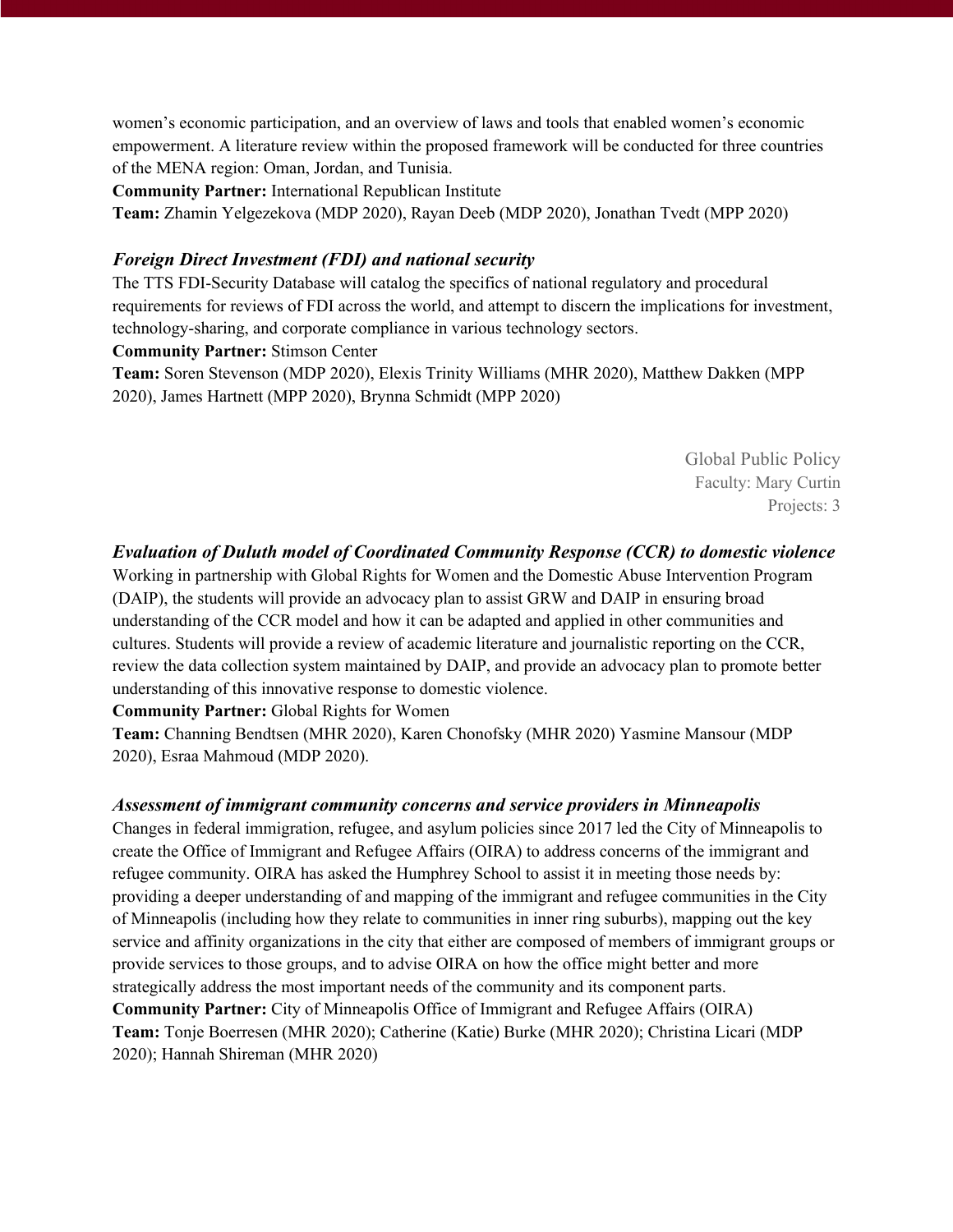women's economic participation, and an overview of laws and tools that enabled women's economic empowerment. A literature review within the proposed framework will be conducted for three countries of the MENA region: Oman, Jordan, and Tunisia.

**Community Partner:** International Republican Institute

**Team:** Zhamin Yelgezekova (MDP 2020), Rayan Deeb (MDP 2020), Jonathan Tvedt (MPP 2020)

### *Foreign Direct Investment (FDI) and national security*

The TTS FDI-Security Database will catalog the specifics of national regulatory and procedural requirements for reviews of FDI across the world, and attempt to discern the implications for investment, technology-sharing, and corporate compliance in various technology sectors.

**Community Partner:** Stimson Center

**Team:** Soren Stevenson (MDP 2020), Elexis Trinity Williams (MHR 2020), Matthew Dakken (MPP 2020), James Hartnett (MPP 2020), Brynna Schmidt (MPP 2020)

## Global Public Policy

Faculty: Mary Curtin

Projects: 3

### *Evaluation of Duluth model of Coordinated Community Response (CCR) to domestic violence*

Working in partnership with Global Rights for Women and the Domestic Abuse Intervention Program (DAIP), the students will provide an advocacy plan to assist GRW and DAIP in ensuring broad understanding of the CCR model and how it can be adapted and applied in other communities and cultures. Students will provide a review of academic literature and journalistic reporting on the CCR, review the data collection system maintained by DAIP, and provide an advocacy plan to promote better understanding of this innovative response to domestic violence.

**Community Partner:** Global Rights for Women

**Team:** Channing Bendtsen (MHR 2020), Karen Chonofsky (MHR 2020) Yasmine Mansour (MDP 2020), Esraa Mahmoud (MDP 2020).

### *Assessment of immigrant community concerns and service providers in Minneapolis*

Changes in federal immigration, refugee, and asylum policies since 2017 led the City of Minneapolis to create the Office of Immigrant and Refugee Affairs (OIRA) to address concerns of the immigrant and refugee community. OIRA has asked the Humphrey School to assist it in meeting those needs by: providing a deeper understanding of and mapping of the immigrant and refugee communities in the City of Minneapolis (including how they relate to communities in inner ring suburbs), mapping out the key service and affinity organizations in the city that either are composed of members of immigrant groups or provide services to those groups, and to advise OIRA on how the office might better and more strategically address the most important needs of the community and its component parts.

**Community Partner:** City of Minneapolis Office of Immigrant and Refugee Affairs (OIRA)

**Team:** Tonje Boerresen (MHR 2020); Catherine (Katie) Burke (MHR 2020); Christina Licari (MDP 2020); Hannah Shireman (MHR 2020)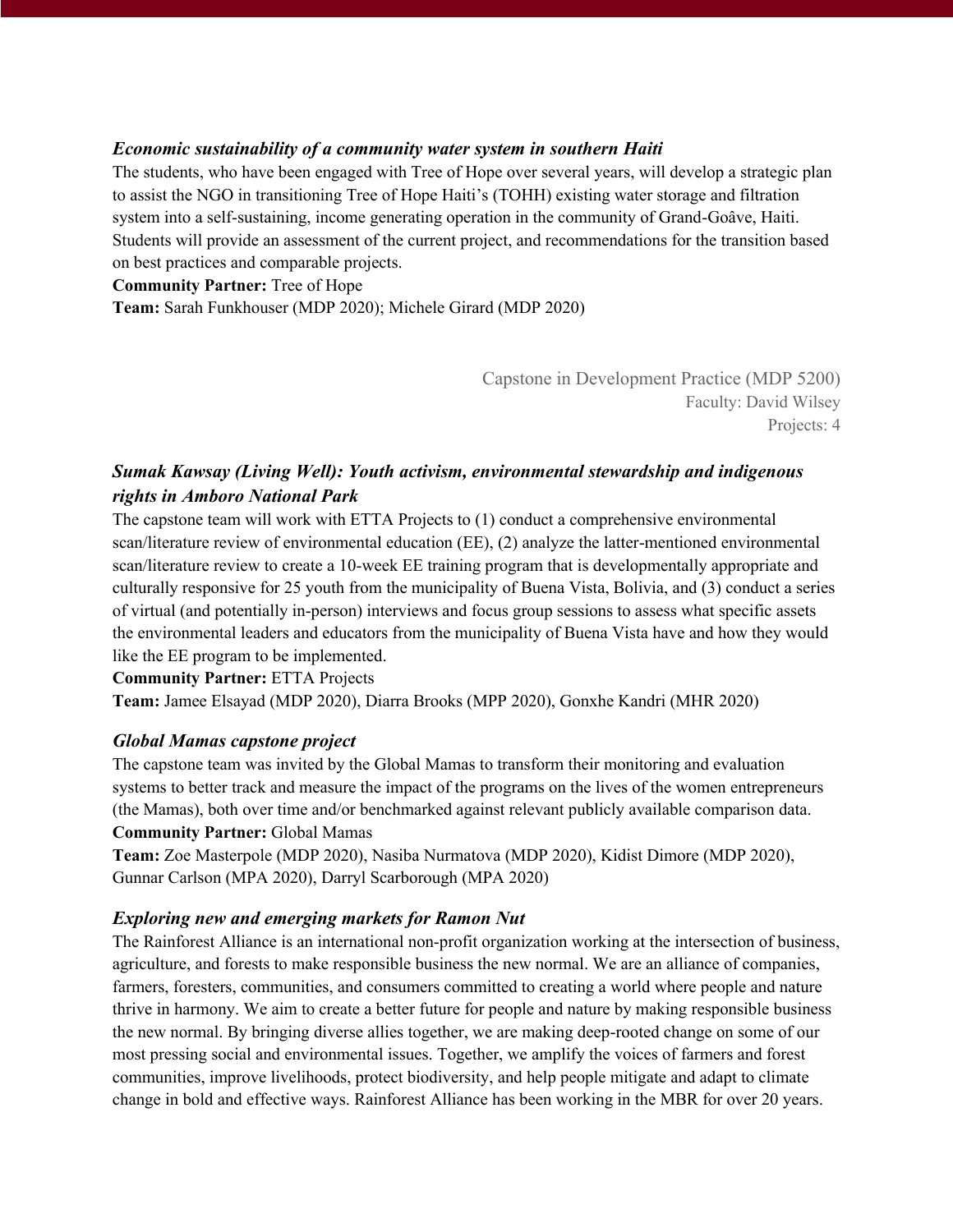### *Economic sustainability of a community water system in southern Haiti*

The students, who have been engaged with Tree of Hope over several years, will develop a strategic plan to assist the NGO in transitioning Tree of Hope Haiti's (TOHH) existing water storage and filtration system into a self-sustaining, income generating operation in the community of Grand-Goâve, Haiti. Students will provide an assessment of the current project, and recommendations for the transition based on best practices and comparable projects.

**Community Partner:** Tree of Hope

**Team:** Sarah Funkhouser (MDP 2020); Michele Girard (MDP 2020)

Capstone in Development Practice (MDP 5200)
Faculty: David Wilsey
Projects: 4

### *Sumak Kawsay (Living Well): Youth activism, environmental stewardship and indigenous rights in Amboro National Park*

The capstone team will work with ETTA Projects to (1) conduct a comprehensive environmental scan/literature review of environmental education (EE), (2) analyze the latter-mentioned environmental scan/literature review to create a 10-week EE training program that is developmentally appropriate and culturally responsive for 25 youth from the municipality of Buena Vista, Bolivia, and (3) conduct a series of virtual (and potentially in-person) interviews and focus group sessions to assess what specific assets the environmental leaders and educators from the municipality of Buena Vista have and how they would like the EE program to be implemented.

**Community Partner:** ETTA Projects

**Team:** Jamee Elsayad (MDP 2020), Diarra Brooks (MPP 2020), Gonxhe Kandri (MHR 2020)

### *Global Mamas capstone project*

The capstone team was invited by the Global Mamas to transform their monitoring and evaluation systems to better track and measure the impact of the programs on the lives of the women entrepreneurs (the Mamas), both over time and/or benchmarked against relevant publicly available comparison data.

**Community Partner:** Global Mamas

**Team:** Zoe Masterpole (MDP 2020), Nasiba Nurmatova (MDP 2020), Kidist Dimore (MDP 2020), Gunnar Carlson (MPA 2020), Darryl Scarborough (MPA 2020)

### *Exploring new and emerging markets for Ramon Nut*

The Rainforest Alliance is an international non-profit organization working at the intersection of business, agriculture, and forests to make responsible business the new normal. We are an alliance of companies, farmers, foresters, communities, and consumers committed to creating a world where people and nature thrive in harmony. We aim to create a better future for people and nature by making responsible business the new normal. By bringing diverse allies together, we are making deep-rooted change on some of our most pressing social and environmental issues. Together, we amplify the voices of farmers and forest communities, improve livelihoods, protect biodiversity, and help people mitigate and adapt to climate change in bold and effective ways. Rainforest Alliance has been working in the MBR for over 20 years.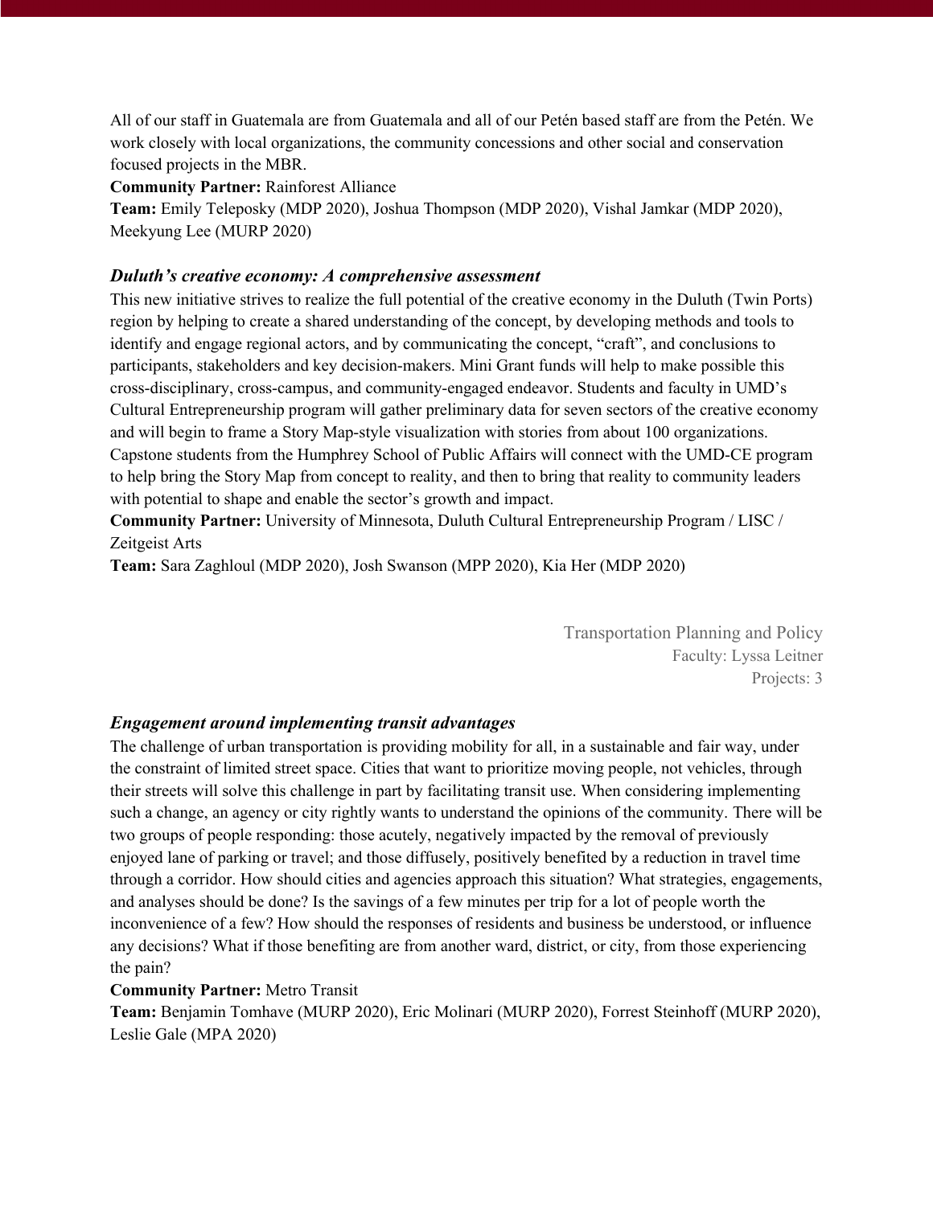All of our staff in Guatemala are from Guatemala and all of our Petén based staff are from the Petén. We work closely with local organizations, the community concessions and other social and conservation focused projects in the MBR.

**Community Partner:** Rainforest Alliance

**Team:** Emily Teleposky (MDP 2020), Joshua Thompson (MDP 2020), Vishal Jamkar (MDP 2020), Meekyung Lee (MURP 2020)

### *Duluth's creative economy: A comprehensive assessment*

This new initiative strives to realize the full potential of the creative economy in the Duluth (Twin Ports) region by helping to create a shared understanding of the concept, by developing methods and tools to identify and engage regional actors, and by communicating the concept, "craft", and conclusions to participants, stakeholders and key decision-makers. Mini Grant funds will help to make possible this cross-disciplinary, cross-campus, and community-engaged endeavor. Students and faculty in UMD's Cultural Entrepreneurship program will gather preliminary data for seven sectors of the creative economy and will begin to frame a Story Map-style visualization with stories from about 100 organizations. Capstone students from the Humphrey School of Public Affairs will connect with the UMD-CE program to help bring the Story Map from concept to reality, and then to bring that reality to community leaders with potential to shape and enable the sector's growth and impact.

**Community Partner:** University of Minnesota, Duluth Cultural Entrepreneurship Program / LISC / Zeitgeist Arts

**Team:** Sara Zaghloul (MDP 2020), Josh Swanson (MPP 2020), Kia Her (MDP 2020)

## Transportation Planning and Policy

Faculty: Lyssa Leitner

Projects: 3

### *Engagement around implementing transit advantages*

The challenge of urban transportation is providing mobility for all, in a sustainable and fair way, under the constraint of limited street space. Cities that want to prioritize moving people, not vehicles, through their streets will solve this challenge in part by facilitating transit use. When considering implementing such a change, an agency or city rightly wants to understand the opinions of the community. There will be two groups of people responding: those acutely, negatively impacted by the removal of previously enjoyed lane of parking or travel; and those diffusely, positively benefited by a reduction in travel time through a corridor. How should cities and agencies approach this situation? What strategies, engagements, and analyses should be done? Is the savings of a few minutes per trip for a lot of people worth the inconvenience of a few? How should the responses of residents and business be understood, or influence any decisions? What if those benefiting are from another ward, district, or city, from those experiencing the pain?

**Community Partner:** Metro Transit

**Team:** Benjamin Tomhave (MURP 2020), Eric Molinari (MURP 2020), Forrest Steinhoff (MURP 2020), Leslie Gale (MPA 2020)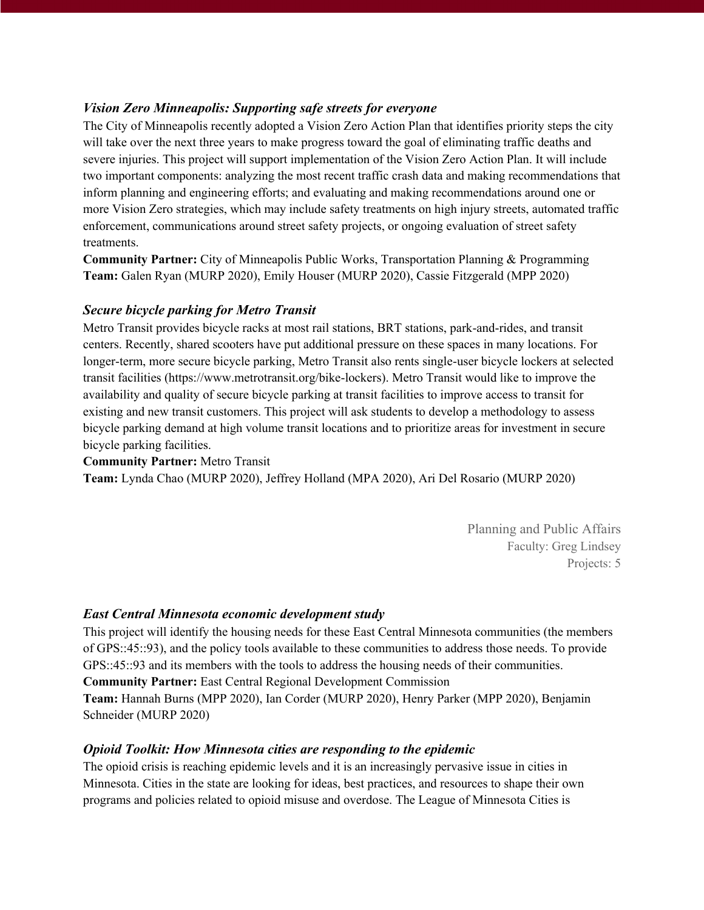### *Vision Zero Minneapolis: Supporting safe streets for everyone*

The City of Minneapolis recently adopted a Vision Zero Action Plan that identifies priority steps the city will take over the next three years to make progress toward the goal of eliminating traffic deaths and severe injuries. This project will support implementation of the Vision Zero Action Plan. It will include two important components: analyzing the most recent traffic crash data and making recommendations that inform planning and engineering efforts; and evaluating and making recommendations around one or more Vision Zero strategies, which may include safety treatments on high injury streets, automated traffic enforcement, communications around street safety projects, or ongoing evaluation of street safety treatments.

**Community Partner:** City of Minneapolis Public Works, Transportation Planning & Programming
**Team:** Galen Ryan (MURP 2020), Emily Houser (MURP 2020), Cassie Fitzgerald (MPP 2020)

### *Secure bicycle parking for Metro Transit*

Metro Transit provides bicycle racks at most rail stations, BRT stations, park-and-rides, and transit centers. Recently, shared scooters have put additional pressure on these spaces in many locations. For longer-term, more secure bicycle parking, Metro Transit also rents single-user bicycle lockers at selected transit facilities (https://www.metrotransit.org/bike-lockers). Metro Transit would like to improve the availability and quality of secure bicycle parking at transit facilities to improve access to transit for existing and new transit customers. This project will ask students to develop a methodology to assess bicycle parking demand at high volume transit locations and to prioritize areas for investment in secure bicycle parking facilities.

**Community Partner:** Metro Transit
**Team:** Lynda Chao (MURP 2020), Jeffrey Holland (MPA 2020), Ari Del Rosario (MURP 2020)

Planning and Public Affairs
Faculty: Greg Lindsey
Projects: 5

### *East Central Minnesota economic development study*

This project will identify the housing needs for these East Central Minnesota communities (the members of GPS::45::93), and the policy tools available to these communities to address those needs. To provide GPS::45::93 and its members with the tools to address the housing needs of their communities.

**Community Partner:** East Central Regional Development Commission
**Team:** Hannah Burns (MPP 2020), Ian Corder (MURP 2020), Henry Parker (MPP 2020), Benjamin Schneider (MURP 2020)

### *Opioid Toolkit: How Minnesota cities are responding to the epidemic*

The opioid crisis is reaching epidemic levels and it is an increasingly pervasive issue in cities in Minnesota. Cities in the state are looking for ideas, best practices, and resources to shape their own programs and policies related to opioid misuse and overdose. The League of Minnesota Cities is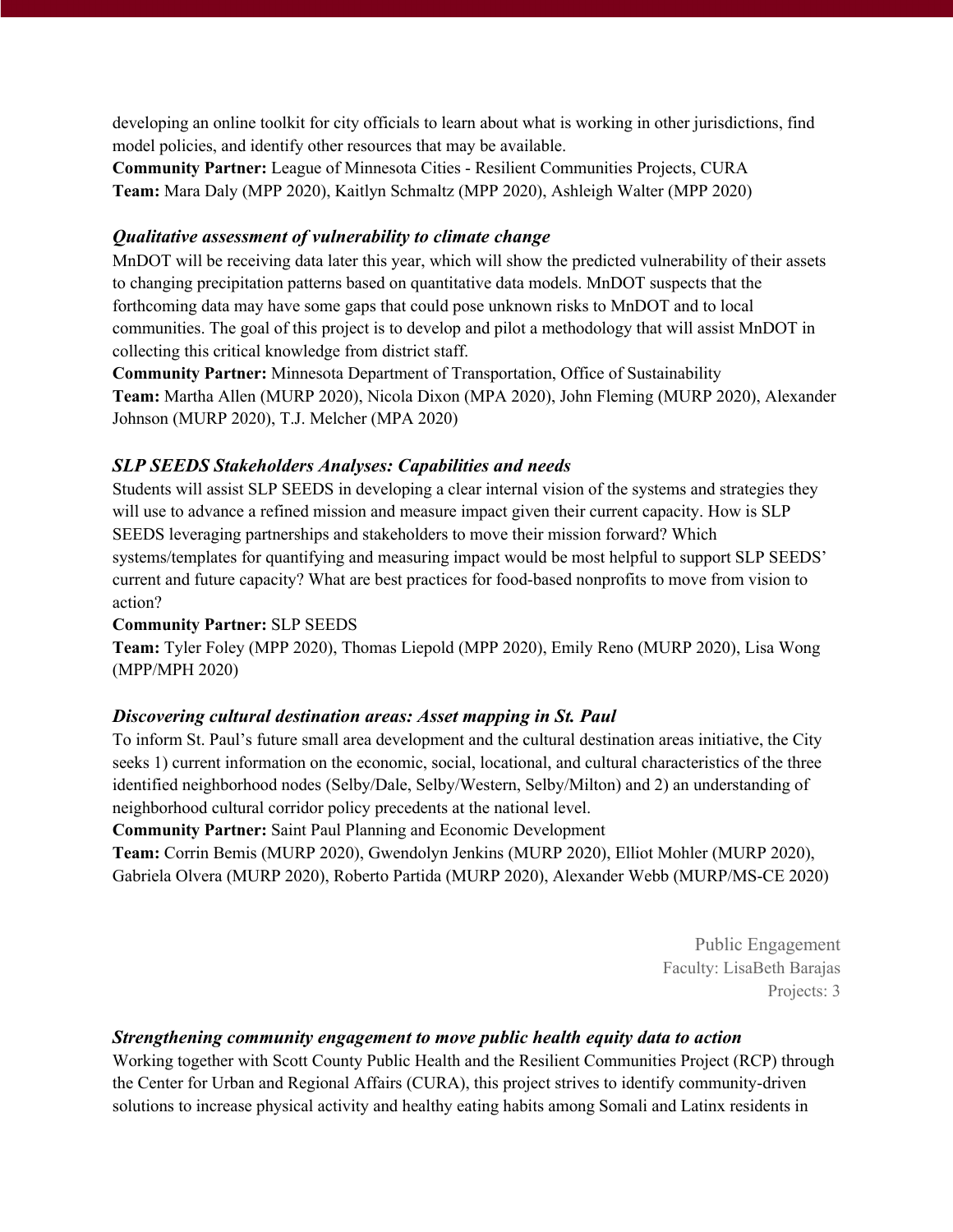developing an online toolkit for city officials to learn about what is working in other jurisdictions, find model policies, and identify other resources that may be available.

**Community Partner:** League of Minnesota Cities - Resilient Communities Projects, CURA

**Team:** Mara Daly (MPP 2020), Kaitlyn Schmaltz (MPP 2020), Ashleigh Walter (MPP 2020)

### *Qualitative assessment of vulnerability to climate change*

MnDOT will be receiving data later this year, which will show the predicted vulnerability of their assets to changing precipitation patterns based on quantitative data models. MnDOT suspects that the forthcoming data may have some gaps that could pose unknown risks to MnDOT and to local communities. The goal of this project is to develop and pilot a methodology that will assist MnDOT in collecting this critical knowledge from district staff.

**Community Partner:** Minnesota Department of Transportation, Office of Sustainability

**Team:** Martha Allen (MURP 2020), Nicola Dixon (MPA 2020), John Fleming (MURP 2020), Alexander Johnson (MURP 2020), T.J. Melcher (MPA 2020)

### *SLP SEEDS Stakeholders Analyses: Capabilities and needs*

Students will assist SLP SEEDS in developing a clear internal vision of the systems and strategies they will use to advance a refined mission and measure impact given their current capacity. How is SLP SEEDS leveraging partnerships and stakeholders to move their mission forward? Which systems/templates for quantifying and measuring impact would be most helpful to support SLP SEEDS' current and future capacity? What are best practices for food-based nonprofits to move from vision to action?

**Community Partner:** SLP SEEDS

**Team:** Tyler Foley (MPP 2020), Thomas Liepold (MPP 2020), Emily Reno (MURP 2020), Lisa Wong (MPP/MPH 2020)

### *Discovering cultural destination areas: Asset mapping in St. Paul*

To inform St. Paul's future small area development and the cultural destination areas initiative, the City seeks 1) current information on the economic, social, locational, and cultural characteristics of the three identified neighborhood nodes (Selby/Dale, Selby/Western, Selby/Milton) and 2) an understanding of neighborhood cultural corridor policy precedents at the national level.

**Community Partner:** Saint Paul Planning and Economic Development

**Team:** Corrin Bemis (MURP 2020), Gwendolyn Jenkins (MURP 2020), Elliot Mohler (MURP 2020), Gabriela Olvera (MURP 2020), Roberto Partida (MURP 2020), Alexander Webb (MURP/MS-CE 2020)

## Public Engagement

Faculty: LisaBeth Barajas

Projects: 3

### *Strengthening community engagement to move public health equity data to action*

Working together with Scott County Public Health and the Resilient Communities Project (RCP) through the Center for Urban and Regional Affairs (CURA), this project strives to identify community-driven solutions to increase physical activity and healthy eating habits among Somali and Latinx residents in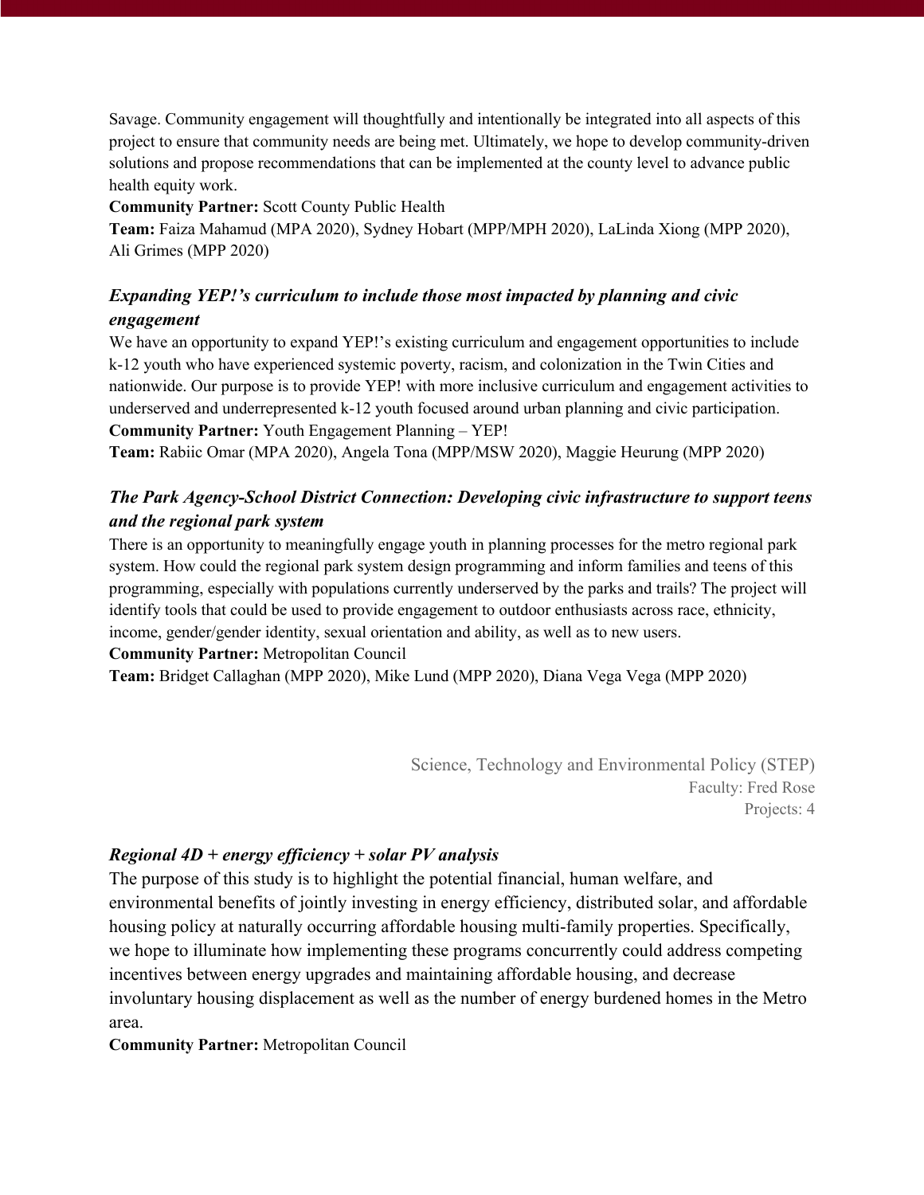Savage. Community engagement will thoughtfully and intentionally be integrated into all aspects of this project to ensure that community needs are being met. Ultimately, we hope to develop community-driven solutions and propose recommendations that can be implemented at the county level to advance public health equity work.

**Community Partner:** Scott County Public Health

**Team:** Faiza Mahamud (MPA 2020), Sydney Hobart (MPP/MPH 2020), LaLinda Xiong (MPP 2020), Ali Grimes (MPP 2020)

### *Expanding YEP!'s curriculum to include those most impacted by planning and civic engagement*

We have an opportunity to expand YEP!'s existing curriculum and engagement opportunities to include k-12 youth who have experienced systemic poverty, racism, and colonization in the Twin Cities and nationwide. Our purpose is to provide YEP! with more inclusive curriculum and engagement activities to underserved and underrepresented k-12 youth focused around urban planning and civic participation.

**Community Partner:** Youth Engagement Planning – YEP!

**Team:** Rabiic Omar (MPA 2020), Angela Tona (MPP/MSW 2020), Maggie Heurung (MPP 2020)

### *The Park Agency-School District Connection: Developing civic infrastructure to support teens and the regional park system*

There is an opportunity to meaningfully engage youth in planning processes for the metro regional park system. How could the regional park system design programming and inform families and teens of this programming, especially with populations currently underserved by the parks and trails? The project will identify tools that could be used to provide engagement to outdoor enthusiasts across race, ethnicity, income, gender/gender identity, sexual orientation and ability, as well as to new users.

**Community Partner:** Metropolitan Council

**Team:** Bridget Callaghan (MPP 2020), Mike Lund (MPP 2020), Diana Vega Vega (MPP 2020)

## Science, Technology and Environmental Policy (STEP)

Faculty: Fred Rose

Projects: 4

### *Regional 4D + energy efficiency + solar PV analysis*

The purpose of this study is to highlight the potential financial, human welfare, and environmental benefits of jointly investing in energy efficiency, distributed solar, and affordable housing policy at naturally occurring affordable housing multi-family properties. Specifically, we hope to illuminate how implementing these programs concurrently could address competing incentives between energy upgrades and maintaining affordable housing, and decrease involuntary housing displacement as well as the number of energy burdened homes in the Metro area.

**Community Partner:** Metropolitan Council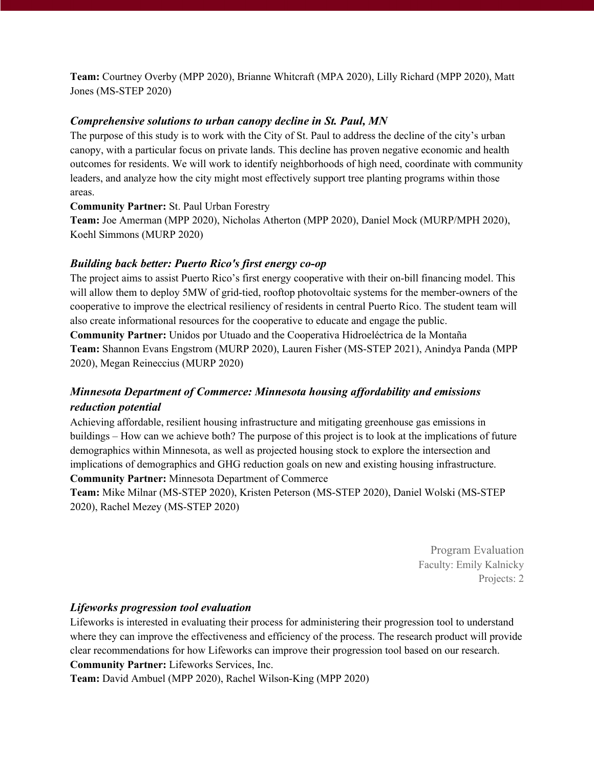**Team:** Courtney Overby (MPP 2020), Brianne Whitcraft (MPA 2020), Lilly Richard (MPP 2020), Matt Jones (MS-STEP 2020)

### *Comprehensive solutions to urban canopy decline in St. Paul, MN*

The purpose of this study is to work with the City of St. Paul to address the decline of the city's urban canopy, with a particular focus on private lands. This decline has proven negative economic and health outcomes for residents. We will work to identify neighborhoods of high need, coordinate with community leaders, and analyze how the city might most effectively support tree planting programs within those areas.

**Community Partner:** St. Paul Urban Forestry

**Team:** Joe Amerman (MPP 2020), Nicholas Atherton (MPP 2020), Daniel Mock (MURP/MPH 2020), Koehl Simmons (MURP 2020)

### *Building back better: Puerto Rico's first energy co-op*

The project aims to assist Puerto Rico's first energy cooperative with their on-bill financing model. This will allow them to deploy 5MW of grid-tied, rooftop photovoltaic systems for the member-owners of the cooperative to improve the electrical resiliency of residents in central Puerto Rico. The student team will also create informational resources for the cooperative to educate and engage the public.

**Community Partner:** Unidos por Utuado and the Cooperativa Hidroeléctrica de la Montaña

**Team:** Shannon Evans Engstrom (MURP 2020), Lauren Fisher (MS-STEP 2021), Anindya Panda (MPP 2020), Megan Reineccius (MURP 2020)

### *Minnesota Department of Commerce: Minnesota housing affordability and emissions reduction potential*

Achieving affordable, resilient housing infrastructure and mitigating greenhouse gas emissions in buildings – How can we achieve both? The purpose of this project is to look at the implications of future demographics within Minnesota, as well as projected housing stock to explore the intersection and implications of demographics and GHG reduction goals on new and existing housing infrastructure.

**Community Partner:** Minnesota Department of Commerce

**Team:** Mike Milnar (MS-STEP 2020), Kristen Peterson (MS-STEP 2020), Daniel Wolski (MS-STEP 2020), Rachel Mezey (MS-STEP 2020)

## Program Evaluation

Faculty: Emily Kalnicky
Projects: 2

### *Lifeworks progression tool evaluation*

Lifeworks is interested in evaluating their process for administering their progression tool to understand where they can improve the effectiveness and efficiency of the process. The research product will provide clear recommendations for how Lifeworks can improve their progression tool based on our research.

**Community Partner:** Lifeworks Services, Inc.

**Team:** David Ambuel (MPP 2020), Rachel Wilson-King (MPP 2020)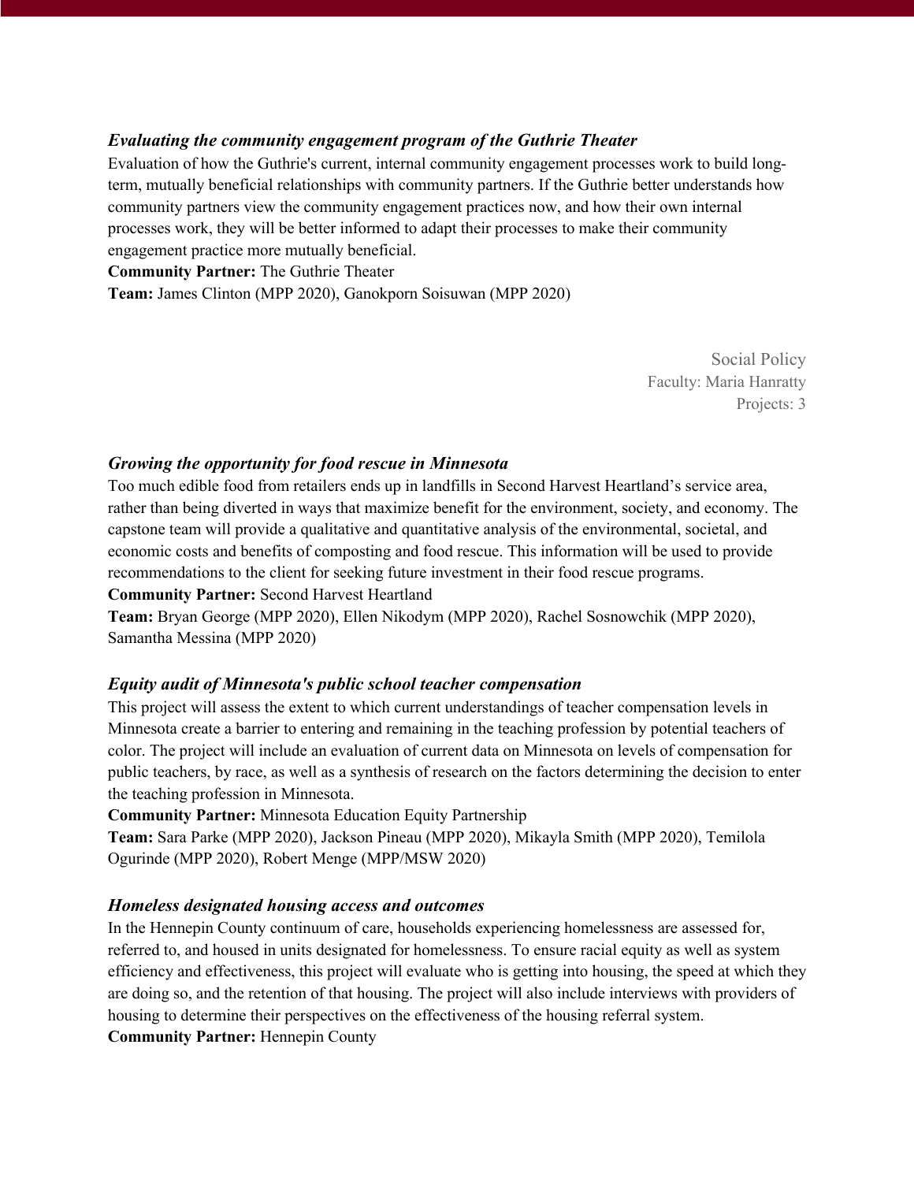### *Evaluating the community engagement program of the Guthrie Theater*

Evaluation of how the Guthrie's current, internal community engagement processes work to build long-term, mutually beneficial relationships with community partners. If the Guthrie better understands how community partners view the community engagement practices now, and how their own internal processes work, they will be better informed to adapt their processes to make their community engagement practice more mutually beneficial.

**Community Partner:** The Guthrie Theater

**Team:** James Clinton (MPP 2020), Ganokporn Soisuwan (MPP 2020)

## Social Policy

Faculty: Maria Hanratty

Projects: 3

### *Growing the opportunity for food rescue in Minnesota*

Too much edible food from retailers ends up in landfills in Second Harvest Heartland's service area, rather than being diverted in ways that maximize benefit for the environment, society, and economy. The capstone team will provide a qualitative and quantitative analysis of the environmental, societal, and economic costs and benefits of composting and food rescue. This information will be used to provide recommendations to the client for seeking future investment in their food rescue programs.

**Community Partner:** Second Harvest Heartland

**Team:** Bryan George (MPP 2020), Ellen Nikodym (MPP 2020), Rachel Sosnowchik (MPP 2020), Samantha Messina (MPP 2020)

### *Equity audit of Minnesota's public school teacher compensation*

This project will assess the extent to which current understandings of teacher compensation levels in Minnesota create a barrier to entering and remaining in the teaching profession by potential teachers of color. The project will include an evaluation of current data on Minnesota on levels of compensation for public teachers, by race, as well as a synthesis of research on the factors determining the decision to enter the teaching profession in Minnesota.

**Community Partner:** Minnesota Education Equity Partnership

**Team:** Sara Parke (MPP 2020), Jackson Pineau (MPP 2020), Mikayla Smith (MPP 2020), Temilola Ogurinde (MPP 2020), Robert Menge (MPP/MSW 2020)

### *Homeless designated housing access and outcomes*

In the Hennepin County continuum of care, households experiencing homelessness are assessed for, referred to, and housed in units designated for homelessness. To ensure racial equity as well as system efficiency and effectiveness, this project will evaluate who is getting into housing, the speed at which they are doing so, and the retention of that housing. The project will also include interviews with providers of housing to determine their perspectives on the effectiveness of the housing referral system.

**Community Partner:** Hennepin County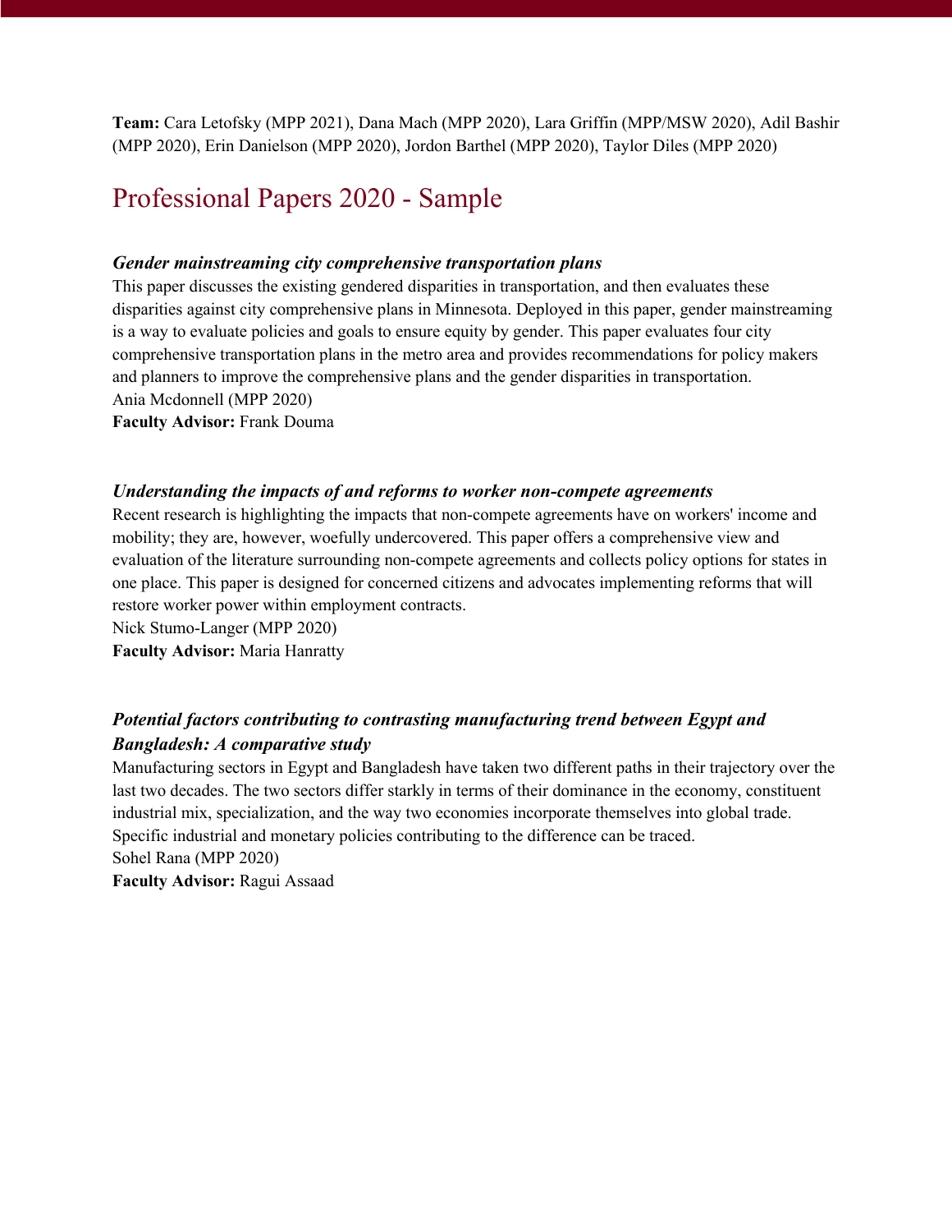**Team:** Cara Letofsky (MPP 2021), Dana Mach (MPP 2020), Lara Griffin (MPP/MSW 2020), Adil Bashir (MPP 2020), Erin Danielson (MPP 2020), Jordon Barthel (MPP 2020), Taylor Diles (MPP 2020)

## Professional Papers 2020 - Sample

***Gender mainstreaming city comprehensive transportation plans***

This paper discusses the existing gendered disparities in transportation, and then evaluates these disparities against city comprehensive plans in Minnesota. Deployed in this paper, gender mainstreaming is a way to evaluate policies and goals to ensure equity by gender. This paper evaluates four city comprehensive transportation plans in the metro area and provides recommendations for policy makers and planners to improve the comprehensive plans and the gender disparities in transportation.
Ania Mcdonnell (MPP 2020)
**Faculty Advisor:** Frank Douma

***Understanding the impacts of and reforms to worker non-compete agreements***

Recent research is highlighting the impacts that non-compete agreements have on workers' income and mobility; they are, however, woefully undercovered. This paper offers a comprehensive view and evaluation of the literature surrounding non-compete agreements and collects policy options for states in one place. This paper is designed for concerned citizens and advocates implementing reforms that will restore worker power within employment contracts.
Nick Stumo-Langer (MPP 2020)
**Faculty Advisor:** Maria Hanratty

***Potential factors contributing to contrasting manufacturing trend between Egypt and Bangladesh: A comparative study***

Manufacturing sectors in Egypt and Bangladesh have taken two different paths in their trajectory over the last two decades. The two sectors differ starkly in terms of their dominance in the economy, constituent industrial mix, specialization, and the way two economies incorporate themselves into global trade. Specific industrial and monetary policies contributing to the difference can be traced.
Sohel Rana (MPP 2020)
**Faculty Advisor:** Ragui Assaad